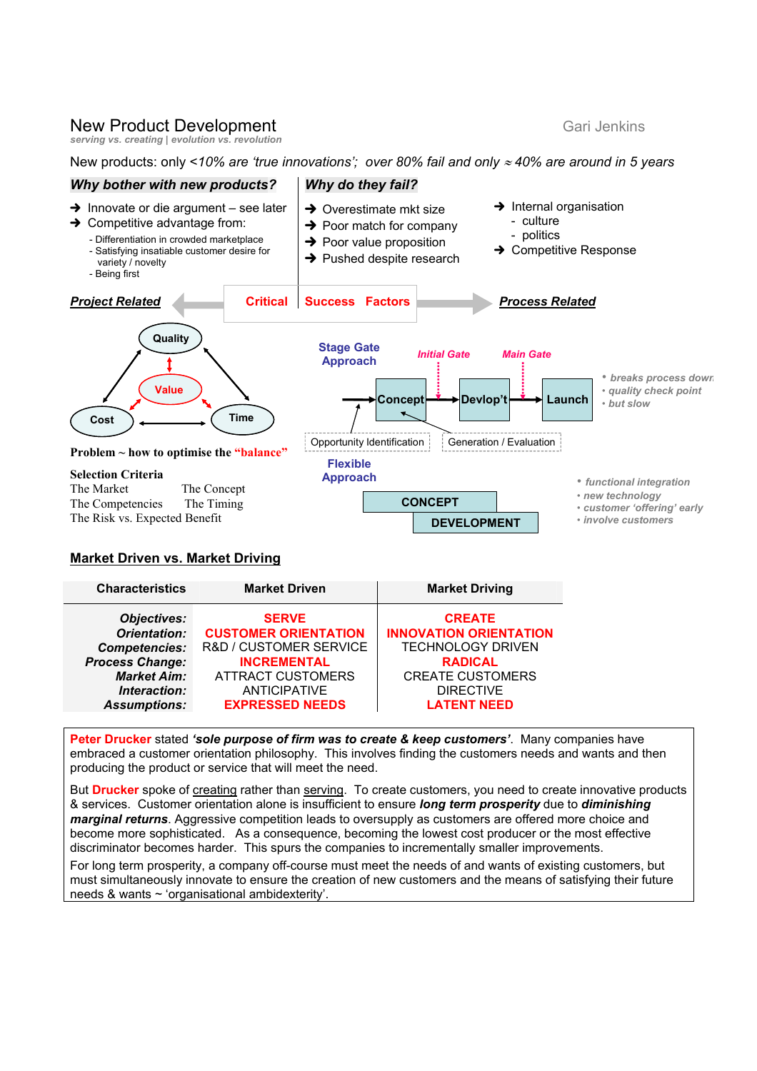# New Product Development

*serving vs. creating | evolution vs. revolution*

Gari Jenkins

New products: only *<10% are 'true innovations'; over 80% fail and only ≈ 40% are around in 5 years*

## *Why bother with new products?*

- ➔ Innovate or die argument – see later
- ➔ Competitive advantage from:
  - Differentiation in crowded marketplace
  - Satisfying insatiable customer desire for variety / novelty
  - Being first

## *Why do they fail?*

- ➔ Overestimate mkt size
- ➔ Poor match for company
- ➔ Poor value proposition
- ➔ Pushed despite research
- ➔ Internal organisation
  - culture
  - politics
- ➔ Competitive Response

## Critical Success Factors

### *Project Related*

Quality – Value – Cost – Time

**Problem ~ how to optimise the "balance"**

**Selection Criteria**

The Market — The Concept
The Competencies — The Timing
The Risk vs. Expected Benefit

### *Process Related*

**Stage Gate Approach**

Concept → (*Initial Gate*) → Devlop't → (*Main Gate*) → Launch

Opportunity Identification — Generation / Evaluation

- *breaks process down*
- *quality check point*
- *but slow*

**Flexible Approach**

CONCEPT / DEVELOPMENT (overlapping)

- *functional integration*
- *new technology*
- *customer 'offering' early*
- *involve customers*

## Market Driven vs. Market Driving

| Characteristics | Market Driven | Market Driving |
|---|---|---|
| *Objectives:* | SERVE | CREATE |
| *Orientation:* | CUSTOMER ORIENTATION | INNOVATION ORIENTATION |
| *Competencies:* | R&D / CUSTOMER SERVICE | TECHNOLOGY DRIVEN |
| *Process Change:* | INCREMENTAL | RADICAL |
| *Market Aim:* | ATTRACT CUSTOMERS | CREATE CUSTOMERS |
| *Interaction:* | ANTICIPATIVE | DIRECTIVE |
| *Assumptions:* | EXPRESSED NEEDS | LATENT NEED |

**Peter Drucker** stated ***'sole purpose of firm was to create & keep customers'***. Many companies have embraced a customer orientation philosophy. This involves finding the customers needs and wants and then producing the product or service that will meet the need.

But **Drucker** spoke of <u>creating</u> rather than <u>serving</u>. To create customers, you need to create innovative products & services. Customer orientation alone is insufficient to ensure ***long term prosperity*** due to ***diminishing marginal returns***. Aggressive competition leads to oversupply as customers are offered more choice and become more sophisticated. As a consequence, becoming the lowest cost producer or the most effective discriminator becomes harder. This spurs the companies to incrementally smaller improvements.

For long term prosperity, a company off-course must meet the needs of and wants of existing customers, but must simultaneously innovate to ensure the creation of new customers and the means of satisfying their future needs & wants ~ 'organisational ambidexterity'.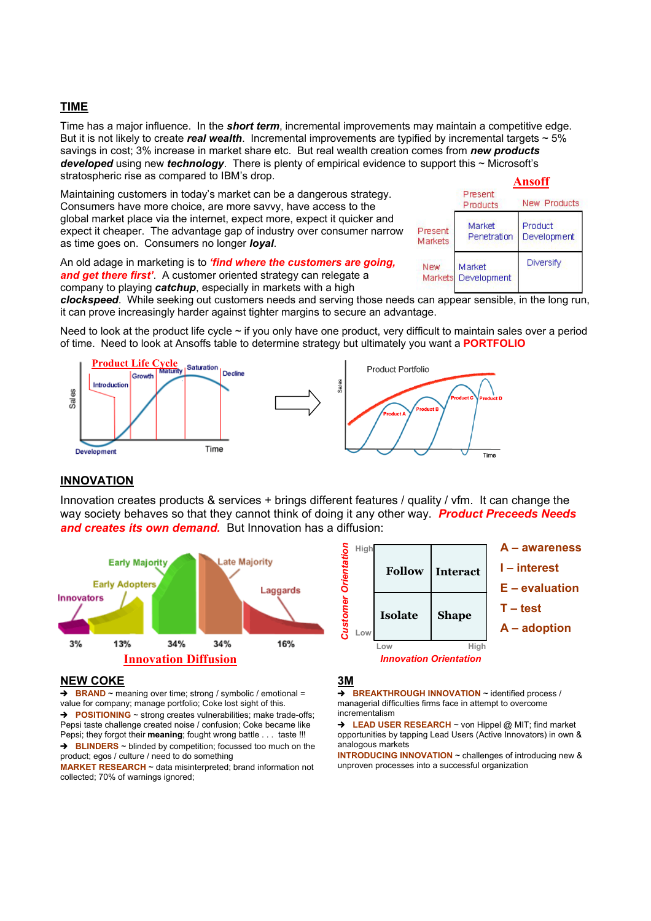## TIME

Time has a major influence. In the ***short term***, incremental improvements may maintain a competitive edge. But it is not likely to create ***real wealth***. Incremental improvements are typified by incremental targets ~ 5% savings in cost; 3% increase in market share etc. But real wealth creation comes from ***new products developed*** using new ***technology***. There is plenty of empirical evidence to support this ~ Microsoft's stratospheric rise as compared to IBM's drop.

Maintaining customers in today's market can be a dangerous strategy. Consumers have more choice, are more savvy, have access to the global market place via the internet, expect more, expect it quicker and expect it cheaper. The advantage gap of industry over consumer narrow as time goes on. Consumers no longer ***loyal***.

An old adage in marketing is to ***'find where the customers are going, and get there first'***. A customer oriented strategy can relegate a company to playing ***catchup***, especially in markets with a high ***clockspeed***. While seeking out customers needs and serving those needs can appear sensible, in the long run, it can prove increasingly harder against tighter margins to secure an advantage.

**Ansoff**

| | Present Products | New Products |
|---|---|---|
| Present Markets | Market Penetration | Product Development |
| New Markets | Market Development | Diversify |

Need to look at the product life cycle ~ if you only have one product, very difficult to maintain sales over a period of time. Need to look at Ansoffs table to determine strategy but ultimately you want a **PORTFOLIO**

Product Life Cycle

Sales

Introduction
Growth
Maturity
Saturation
Decline

Development
Time

Product Portfolio

Sales

Product A
Product B
Product C
Product D

Time

## INNOVATION

Innovation creates products & services + brings different features / quality / vfm. It can change the way society behaves so that they cannot think of doing it any other way. ***Product Preceeds Needs and creates its own demand.*** But Innovation has a diffusion:

Innovators
Early Adopters
Early Majority
Late Majority
Laggards

3% 13% 34% 34% 16%

**Innovation Diffusion**

Customer Orientation

High
Low

| | Low | High |
|---|---|---|
| High | Follow | Interact |
| Low | Isolate | Shape |

Innovation Orientation

**A – awareness**
**I – interest**
**E – evaluation**
**T – test**
**A – adoption**

## NEW COKE

→ **BRAND** ~ meaning over time; strong / symbolic / emotional = value for company; manage portfolio; Coke lost sight of this.

→ **POSITIONING** ~ strong creates vulnerabilities; make trade-offs; Pepsi taste challenge created noise / confusion; Coke became like Pepsi; they forgot their **meaning**; fought wrong battle . . . taste !!!

→ **BLINDERS** ~ blinded by competition; focussed too much on the product; egos / culture / need to do something

**MARKET RESEARCH** ~ data misinterpreted; brand information not collected; 70% of warnings ignored;

## 3M

→ **BREAKTHROUGH INNOVATION** ~ identified process / managerial difficulties firms face in attempt to overcome incrementalism

→ **LEAD USER RESEARCH** ~ von Hippel @ MIT; find market opportunities by tapping Lead Users (Active Innovators) in own & analogous markets

**INTRODUCING INNOVATION** ~ challenges of introducing new & unproven processes into a successful organization